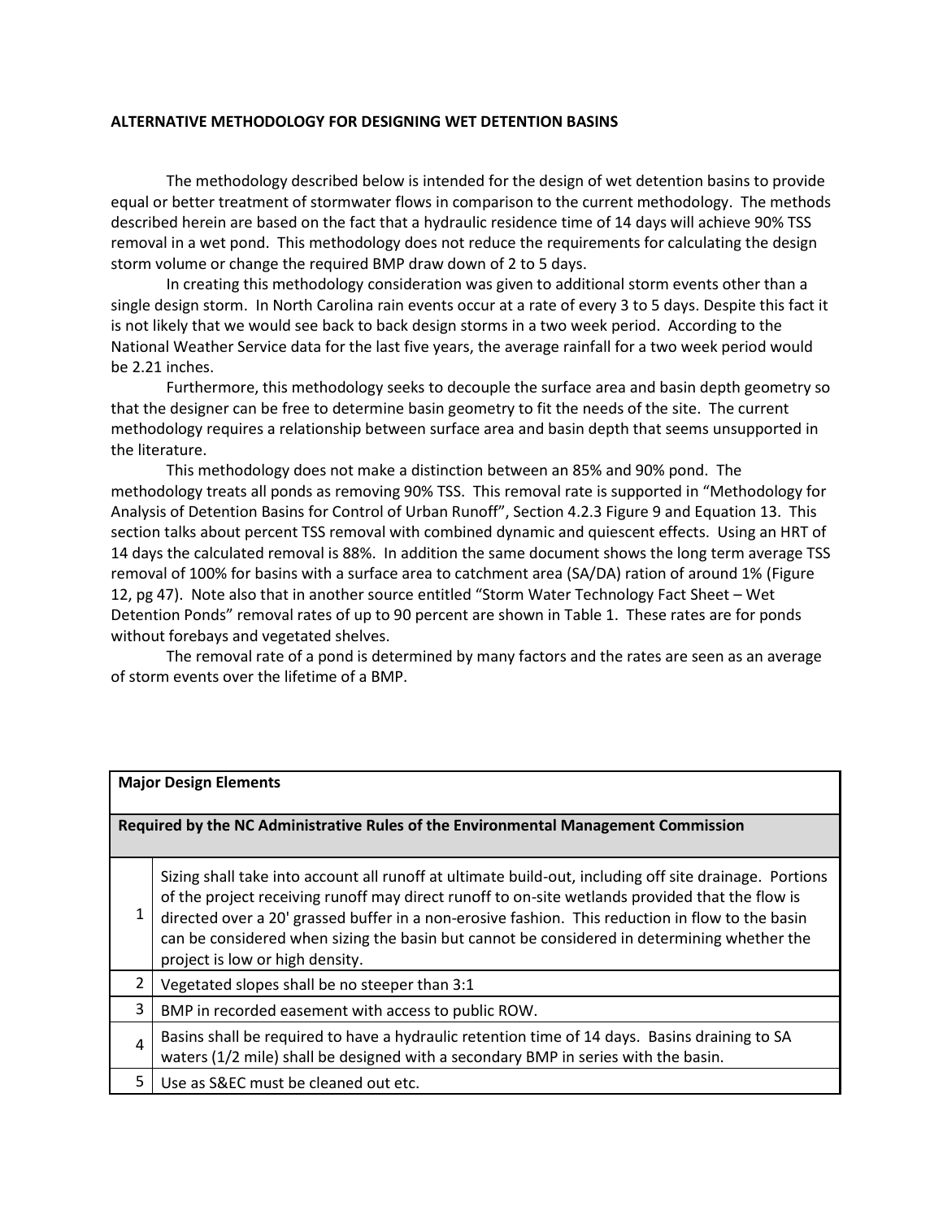## ALTERNATIVE METHODOLOGY FOR DESIGNING WET DETENTION BASINS

The methodology described below is intended for the design of wet detention basins to provide equal or better treatment of stormwater flows in comparison to the current methodology. The methods described herein are based on the fact that a hydraulic residence time of 14 days will achieve 90% TSS removal in a wet pond. This methodology does not reduce the requirements for calculating the design storm volume or change the required BMP draw down of 2 to 5 days.

In creating this methodology consideration was given to additional storm events other than a single design storm. In North Carolina rain events occur at a rate of every 3 to 5 days. Despite this fact it is not likely that we would see back to back design storms in a two week period. According to the National Weather Service data for the last five years, the average rainfall for a two week period would be 2.21 inches.

Furthermore, this methodology seeks to decouple the surface area and basin depth geometry so that the designer can be free to determine basin geometry to fit the needs of the site. The current methodology requires a relationship between surface area and basin depth that seems unsupported in the literature.

This methodology does not make a distinction between an 85% and 90% pond. The methodology treats all ponds as removing 90% TSS. This removal rate is supported in "Methodology for Analysis of Detention Basins for Control of Urban Runoff", Section 4.2.3 Figure 9 and Equation 13. This section talks about percent TSS removal with combined dynamic and quiescent effects. Using an HRT of 14 days the calculated removal is 88%. In addition the same document shows the long term average TSS removal of 100% for basins with a surface area to catchment area (SA/DA) ration of around 1% (Figure 12, pg 47). Note also that in another source entitled "Storm Water Technology Fact Sheet – Wet Detention Ponds" removal rates of up to 90 percent are shown in Table 1. These rates are for ponds without forebays and vegetated shelves.

The removal rate of a pond is determined by many factors and the rates are seen as an average of storm events over the lifetime of a BMP.

| **Major Design Elements** | |
|---|---|
| **Required by the NC Administrative Rules of the Environmental Management Commission** | |
| 1 | Sizing shall take into account all runoff at ultimate build-out, including off site drainage. Portions of the project receiving runoff may direct runoff to on-site wetlands provided that the flow is directed over a 20' grassed buffer in a non-erosive fashion. This reduction in flow to the basin can be considered when sizing the basin but cannot be considered in determining whether the project is low or high density. |
| 2 | Vegetated slopes shall be no steeper than 3:1 |
| 3 | BMP in recorded easement with access to public ROW. |
| 4 | Basins shall be required to have a hydraulic retention time of 14 days. Basins draining to SA waters (1/2 mile) shall be designed with a secondary BMP in series with the basin. |
| 5 | Use as S&EC must be cleaned out etc. |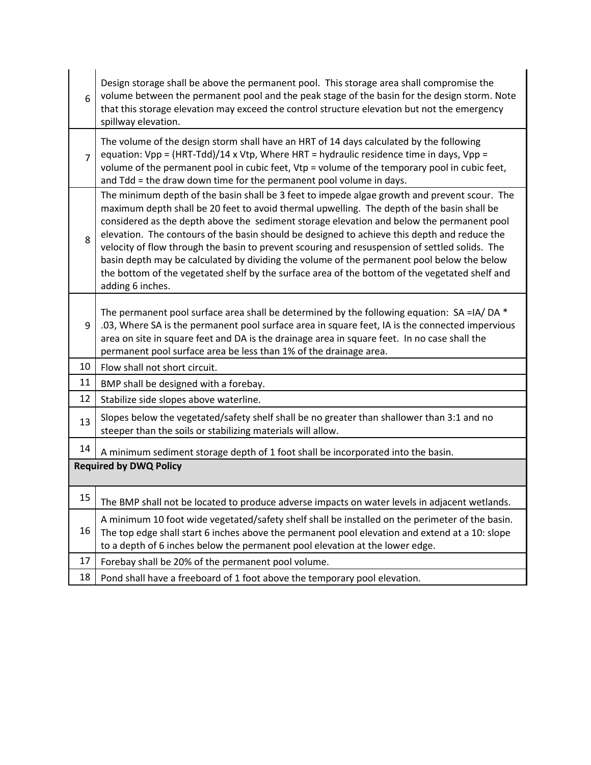| | |
|---|---|
| 6 | Design storage shall be above the permanent pool. This storage area shall compromise the volume between the permanent pool and the peak stage of the basin for the design storm. Note that this storage elevation may exceed the control structure elevation but not the emergency spillway elevation. |
| 7 | The volume of the design storm shall have an HRT of 14 days calculated by the following equation: Vpp = (HRT-Tdd)/14 x Vtp, Where HRT = hydraulic residence time in days, Vpp = volume of the permanent pool in cubic feet, Vtp = volume of the temporary pool in cubic feet, and Tdd = the draw down time for the permanent pool volume in days. |
| 8 | The minimum depth of the basin shall be 3 feet to impede algae growth and prevent scour. The maximum depth shall be 20 feet to avoid thermal upwelling. The depth of the basin shall be considered as the depth above the sediment storage elevation and below the permanent pool elevation. The contours of the basin should be designed to achieve this depth and reduce the velocity of flow through the basin to prevent scouring and resuspension of settled solids. The basin depth may be calculated by dividing the volume of the permanent pool below the below the bottom of the vegetated shelf by the surface area of the bottom of the vegetated shelf and adding 6 inches. |
| 9 | The permanent pool surface area shall be determined by the following equation: SA =IA/ DA * .03, Where SA is the permanent pool surface area in square feet, IA is the connected impervious area on site in square feet and DA is the drainage area in square feet. In no case shall the permanent pool surface area be less than 1% of the drainage area. |
| 10 | Flow shall not short circuit. |
| 11 | BMP shall be designed with a forebay. |
| 12 | Stabilize side slopes above waterline. |
| 13 | Slopes below the vegetated/safety shelf shall be no greater than shallower than 3:1 and no steeper than the soils or stabilizing materials will allow. |
| 14 | A minimum sediment storage depth of 1 foot shall be incorporated into the basin. |
| **Required by DWQ Policy** | |
| 15 | The BMP shall not be located to produce adverse impacts on water levels in adjacent wetlands. |
| 16 | A minimum 10 foot wide vegetated/safety shelf shall be installed on the perimeter of the basin. The top edge shall start 6 inches above the permanent pool elevation and extend at a 10: slope to a depth of 6 inches below the permanent pool elevation at the lower edge. |
| 17 | Forebay shall be 20% of the permanent pool volume. |
| 18 | Pond shall have a freeboard of 1 foot above the temporary pool elevation. |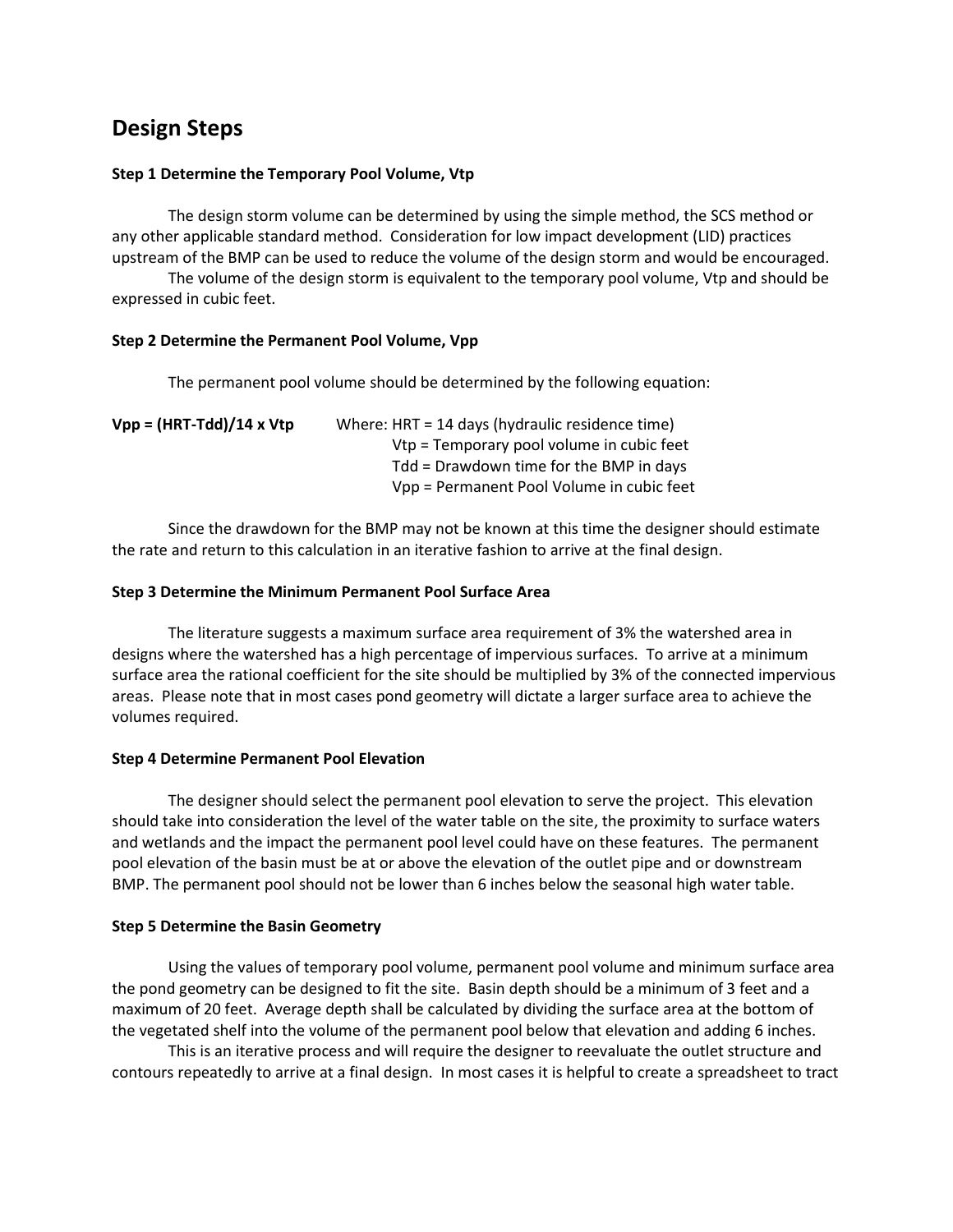## Design Steps

**Step 1 Determine the Temporary Pool Volume, Vtp**

The design storm volume can be determined by using the simple method, the SCS method or any other applicable standard method. Consideration for low impact development (LID) practices upstream of the BMP can be used to reduce the volume of the design storm and would be encouraged.

The volume of the design storm is equivalent to the temporary pool volume, Vtp and should be expressed in cubic feet.

**Step 2 Determine the Permanent Pool Volume, Vpp**

The permanent pool volume should be determined by the following equation:

**Vpp = (HRT-Tdd)/14 x Vtp**

Where:
- HRT = 14 days (hydraulic residence time)
- Vtp = Temporary pool volume in cubic feet
- Tdd = Drawdown time for the BMP in days
- Vpp = Permanent Pool Volume in cubic feet

Since the drawdown for the BMP may not be known at this time the designer should estimate the rate and return to this calculation in an iterative fashion to arrive at the final design.

**Step 3 Determine the Minimum Permanent Pool Surface Area**

The literature suggests a maximum surface area requirement of 3% the watershed area in designs where the watershed has a high percentage of impervious surfaces. To arrive at a minimum surface area the rational coefficient for the site should be multiplied by 3% of the connected impervious areas. Please note that in most cases pond geometry will dictate a larger surface area to achieve the volumes required.

**Step 4 Determine Permanent Pool Elevation**

The designer should select the permanent pool elevation to serve the project. This elevation should take into consideration the level of the water table on the site, the proximity to surface waters and wetlands and the impact the permanent pool level could have on these features. The permanent pool elevation of the basin must be at or above the elevation of the outlet pipe and or downstream BMP. The permanent pool should not be lower than 6 inches below the seasonal high water table.

**Step 5 Determine the Basin Geometry**

Using the values of temporary pool volume, permanent pool volume and minimum surface area the pond geometry can be designed to fit the site. Basin depth should be a minimum of 3 feet and a maximum of 20 feet. Average depth shall be calculated by dividing the surface area at the bottom of the vegetated shelf into the volume of the permanent pool below that elevation and adding 6 inches.

This is an iterative process and will require the designer to reevaluate the outlet structure and contours repeatedly to arrive at a final design. In most cases it is helpful to create a spreadsheet to tract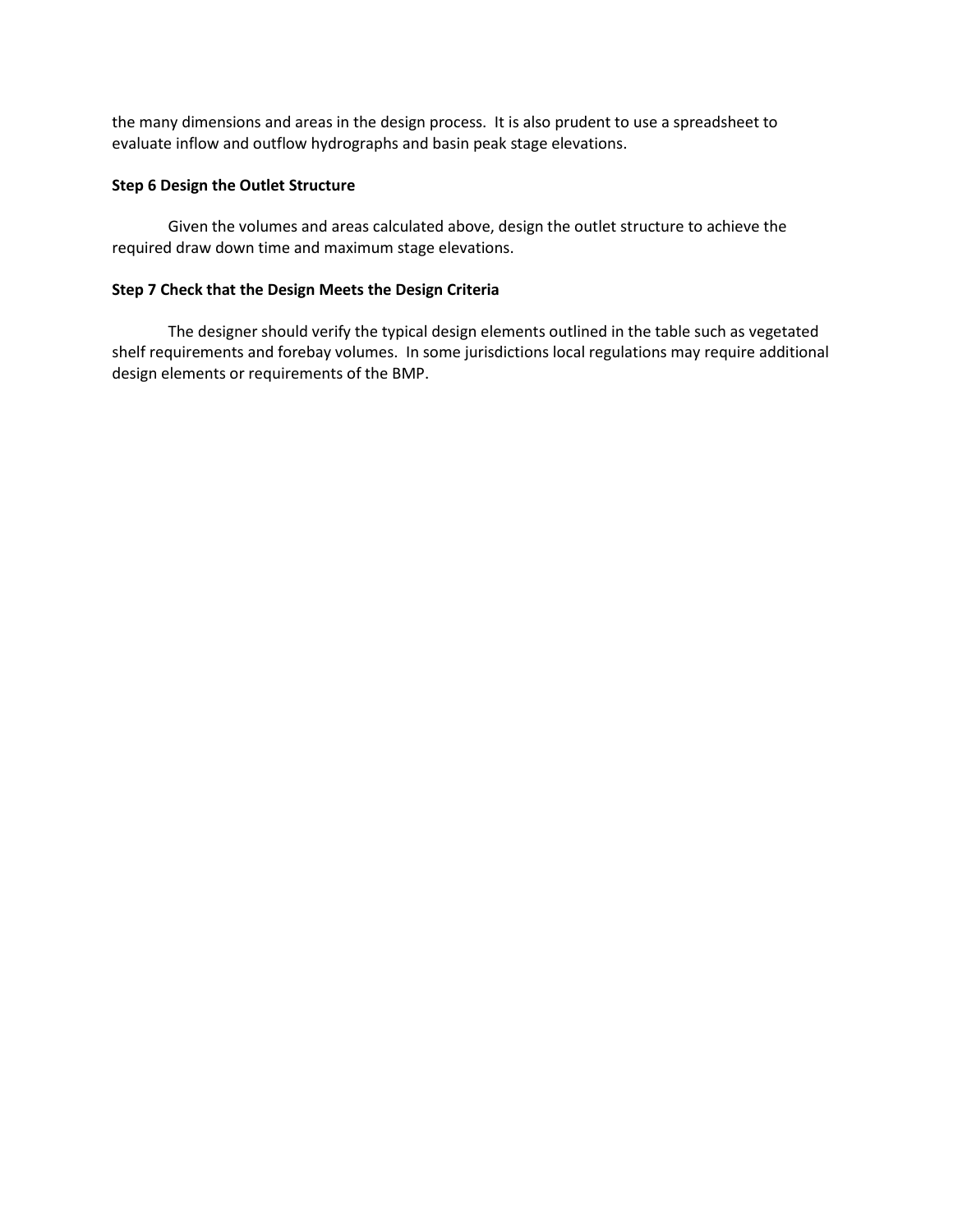the many dimensions and areas in the design process. It is also prudent to use a spreadsheet to evaluate inflow and outflow hydrographs and basin peak stage elevations.

**Step 6 Design the Outlet Structure**

Given the volumes and areas calculated above, design the outlet structure to achieve the required draw down time and maximum stage elevations.

**Step 7 Check that the Design Meets the Design Criteria**

The designer should verify the typical design elements outlined in the table such as vegetated shelf requirements and forebay volumes. In some jurisdictions local regulations may require additional design elements or requirements of the BMP.